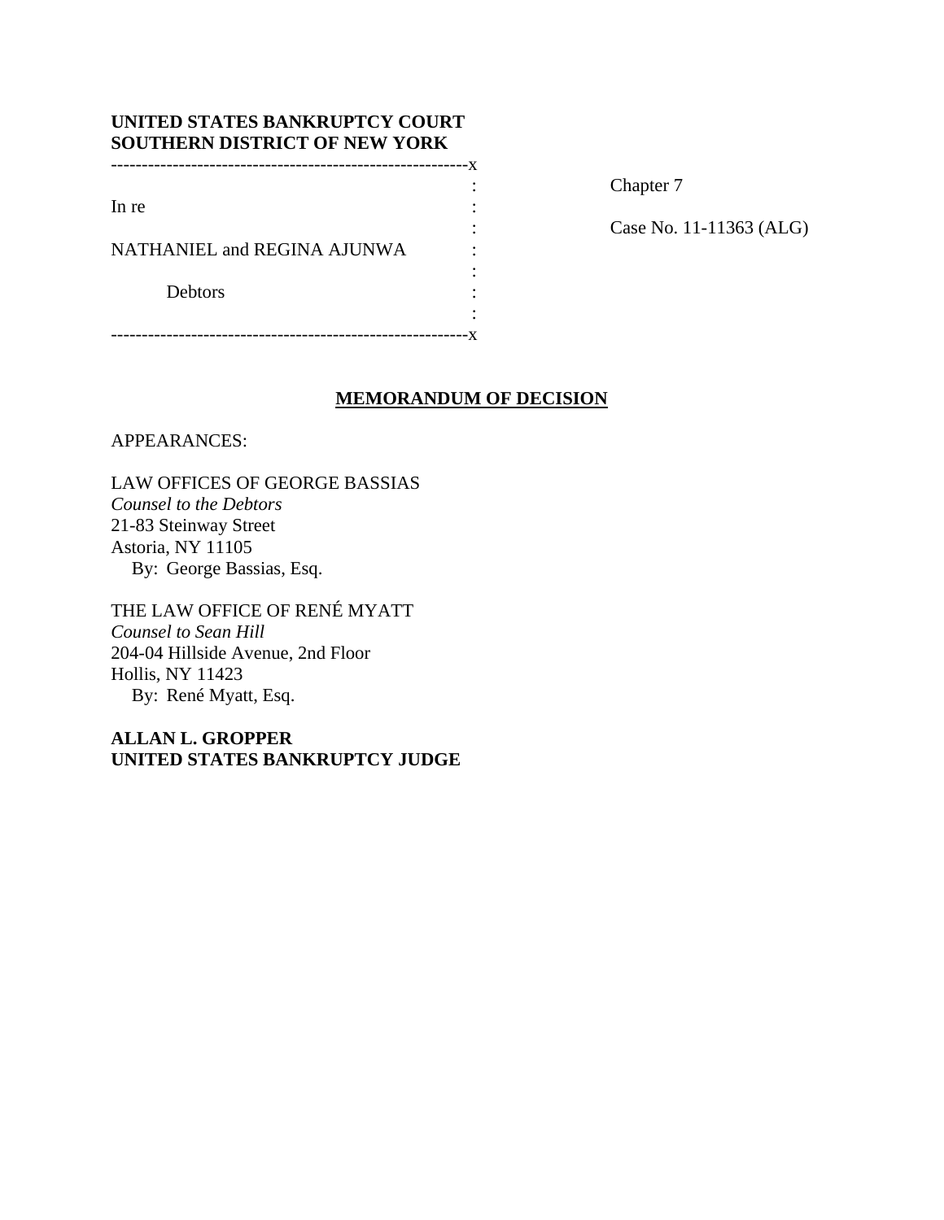**UNITED STATES BANKRUPTCY COURT**
**SOUTHERN DISTRICT OF NEW YORK**

| | | |
|---|---|---|
| In re | : | Chapter 7 |
| | : | |
| NATHANIEL and REGINA AJUNWA | : | Case No. 11-11363 (ALG) |
| | : | |
| Debtors | : | |

## MEMORANDUM OF DECISION

APPEARANCES:

LAW OFFICES OF GEORGE BASSIAS
*Counsel to the Debtors*
21-83 Steinway Street
Astoria, NY 11105
By: George Bassias, Esq.

THE LAW OFFICE OF RENÉ MYATT
*Counsel to Sean Hill*
204-04 Hillside Avenue, 2nd Floor
Hollis, NY 11423
By: René Myatt, Esq.

**ALLAN L. GROPPER**
**UNITED STATES BANKRUPTCY JUDGE**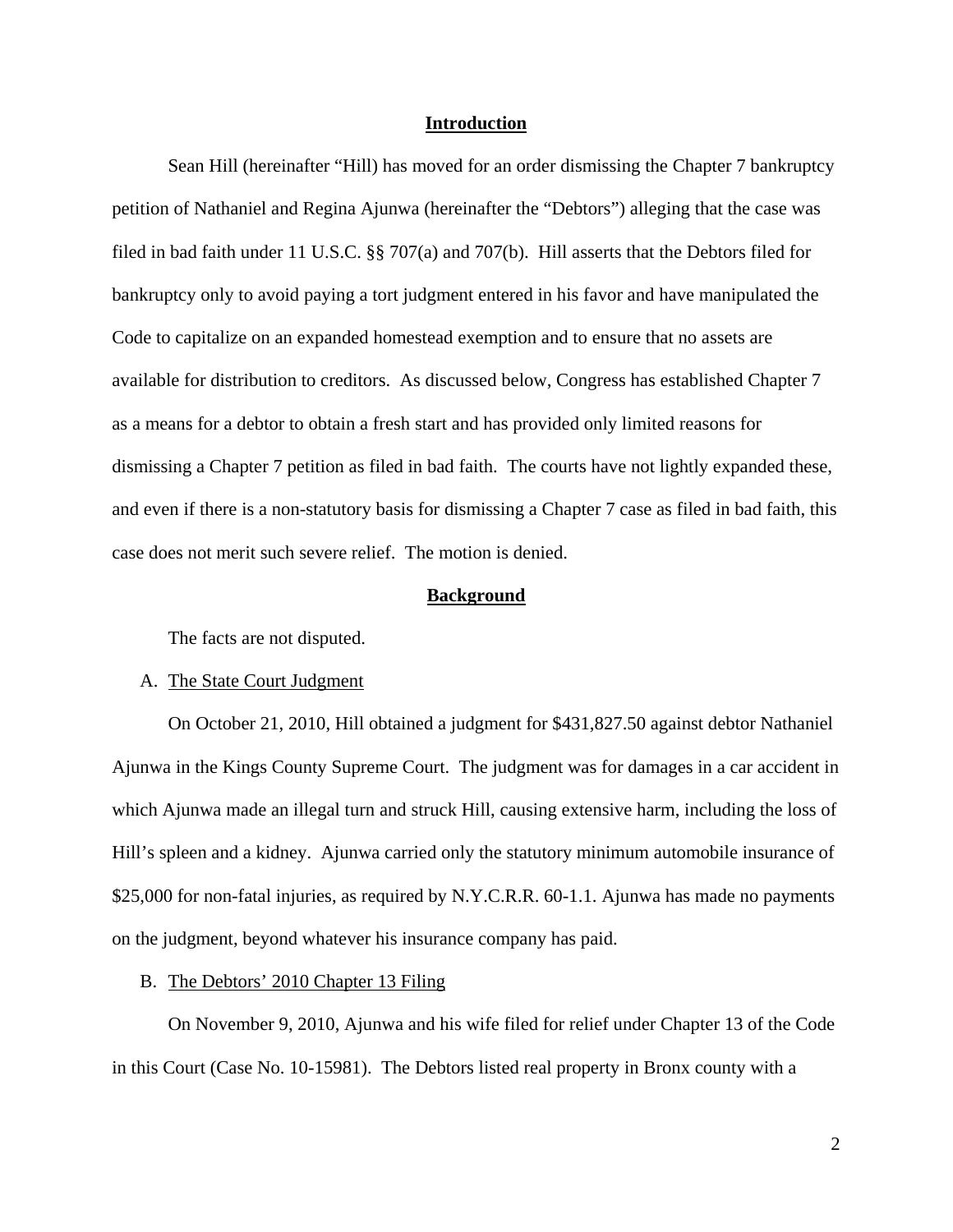## Introduction

Sean Hill (hereinafter "Hill) has moved for an order dismissing the Chapter 7 bankruptcy petition of Nathaniel and Regina Ajunwa (hereinafter the "Debtors") alleging that the case was filed in bad faith under 11 U.S.C. §§ 707(a) and 707(b). Hill asserts that the Debtors filed for bankruptcy only to avoid paying a tort judgment entered in his favor and have manipulated the Code to capitalize on an expanded homestead exemption and to ensure that no assets are available for distribution to creditors. As discussed below, Congress has established Chapter 7 as a means for a debtor to obtain a fresh start and has provided only limited reasons for dismissing a Chapter 7 petition as filed in bad faith. The courts have not lightly expanded these, and even if there is a non-statutory basis for dismissing a Chapter 7 case as filed in bad faith, this case does not merit such severe relief. The motion is denied.

## Background

The facts are not disputed.

A. The State Court Judgment

On October 21, 2010, Hill obtained a judgment for $431,827.50 against debtor Nathaniel Ajunwa in the Kings County Supreme Court. The judgment was for damages in a car accident in which Ajunwa made an illegal turn and struck Hill, causing extensive harm, including the loss of Hill's spleen and a kidney. Ajunwa carried only the statutory minimum automobile insurance of $25,000 for non-fatal injuries, as required by N.Y.C.R.R. 60-1.1. Ajunwa has made no payments on the judgment, beyond whatever his insurance company has paid.

B. The Debtors' 2010 Chapter 13 Filing

On November 9, 2010, Ajunwa and his wife filed for relief under Chapter 13 of the Code in this Court (Case No. 10-15981). The Debtors listed real property in Bronx county with a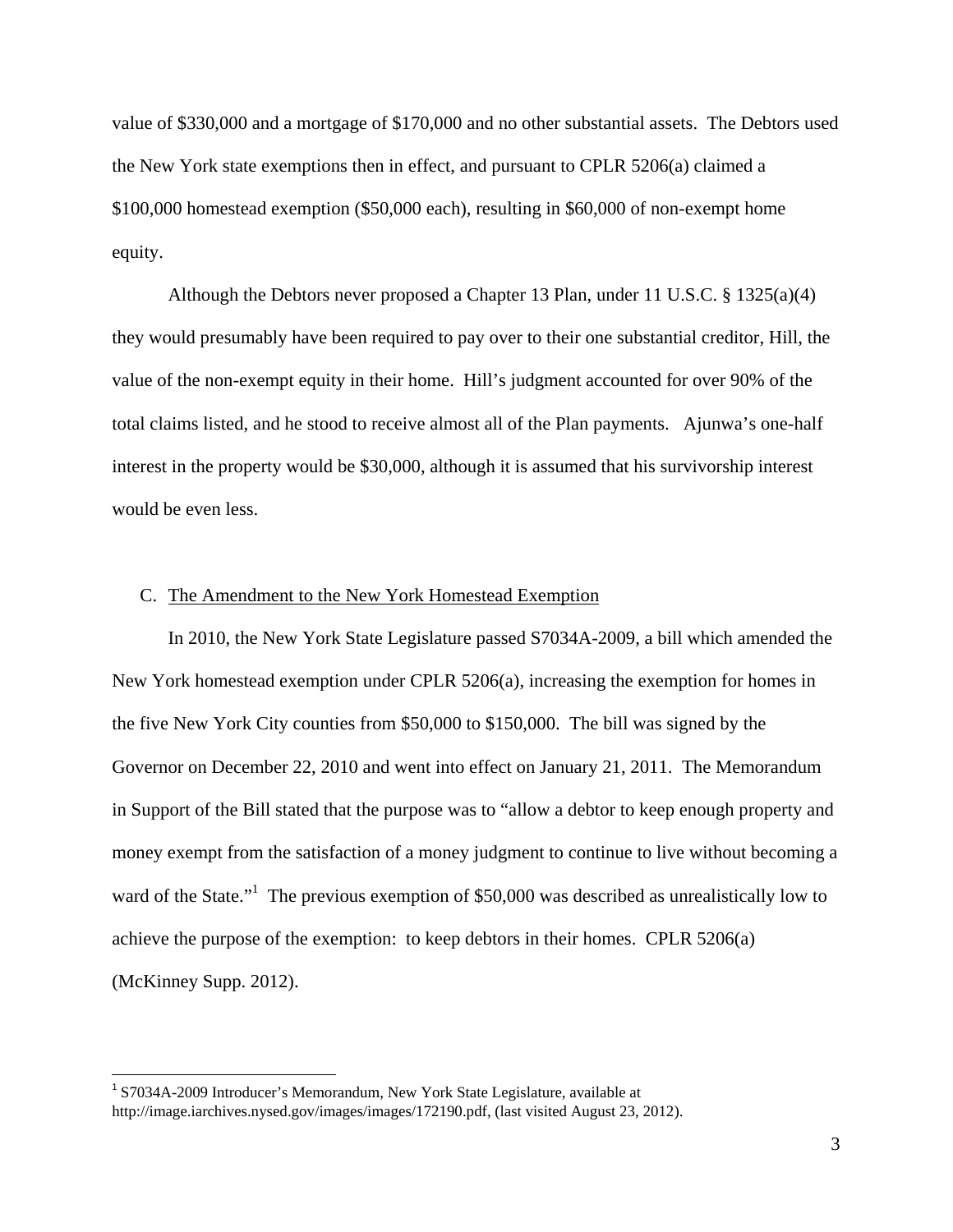value of $330,000 and a mortgage of $170,000 and no other substantial assets. The Debtors used the New York state exemptions then in effect, and pursuant to CPLR 5206(a) claimed a $100,000 homestead exemption ($50,000 each), resulting in $60,000 of non-exempt home equity.

Although the Debtors never proposed a Chapter 13 Plan, under 11 U.S.C. § 1325(a)(4) they would presumably have been required to pay over to their one substantial creditor, Hill, the value of the non-exempt equity in their home. Hill's judgment accounted for over 90% of the total claims listed, and he stood to receive almost all of the Plan payments. Ajunwa's one-half interest in the property would be $30,000, although it is assumed that his survivorship interest would be even less.

C. <u>The Amendment to the New York Homestead Exemption</u>

In 2010, the New York State Legislature passed S7034A-2009, a bill which amended the New York homestead exemption under CPLR 5206(a), increasing the exemption for homes in the five New York City counties from $50,000 to $150,000. The bill was signed by the Governor on December 22, 2010 and went into effect on January 21, 2011. The Memorandum in Support of the Bill stated that the purpose was to "allow a debtor to keep enough property and money exempt from the satisfaction of a money judgment to continue to live without becoming a ward of the State."[1] The previous exemption of $50,000 was described as unrealistically low to achieve the purpose of the exemption: to keep debtors in their homes. CPLR 5206(a) (McKinney Supp. 2012).

[1] S7034A-2009 Introducer's Memorandum, New York State Legislature, available at http://image.iarchives.nysed.gov/images/images/172190.pdf, (last visited August 23, 2012).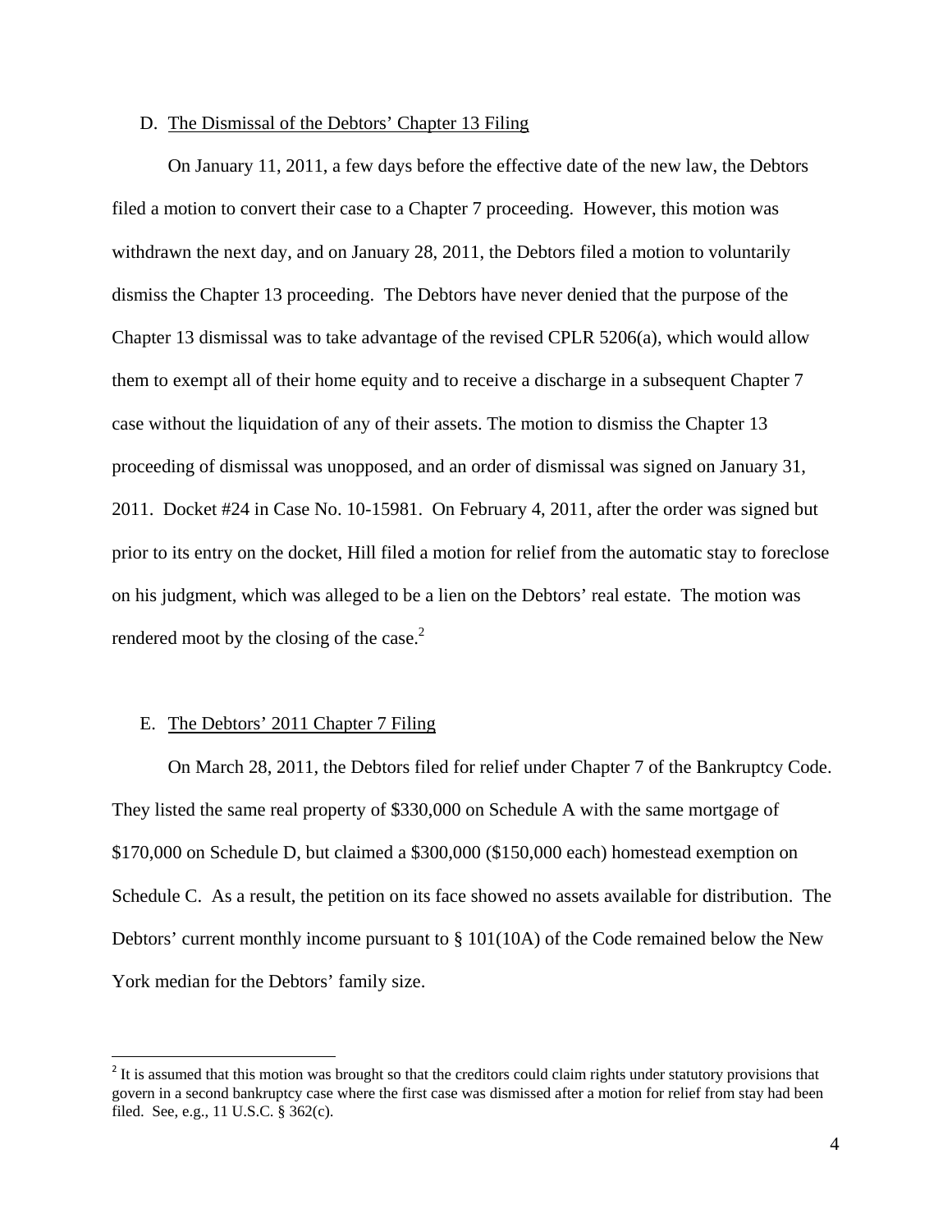D. <u>The Dismissal of the Debtors' Chapter 13 Filing</u>

On January 11, 2011, a few days before the effective date of the new law, the Debtors filed a motion to convert their case to a Chapter 7 proceeding. However, this motion was withdrawn the next day, and on January 28, 2011, the Debtors filed a motion to voluntarily dismiss the Chapter 13 proceeding. The Debtors have never denied that the purpose of the Chapter 13 dismissal was to take advantage of the revised CPLR 5206(a), which would allow them to exempt all of their home equity and to receive a discharge in a subsequent Chapter 7 case without the liquidation of any of their assets. The motion to dismiss the Chapter 13 proceeding of dismissal was unopposed, and an order of dismissal was signed on January 31, 2011. Docket #24 in Case No. 10-15981. On February 4, 2011, after the order was signed but prior to its entry on the docket, Hill filed a motion for relief from the automatic stay to foreclose on his judgment, which was alleged to be a lien on the Debtors' real estate. The motion was rendered moot by the closing of the case.[2]

E. <u>The Debtors' 2011 Chapter 7 Filing</u>

On March 28, 2011, the Debtors filed for relief under Chapter 7 of the Bankruptcy Code. They listed the same real property of $330,000 on Schedule A with the same mortgage of $170,000 on Schedule D, but claimed a $300,000 ($150,000 each) homestead exemption on Schedule C. As a result, the petition on its face showed no assets available for distribution. The Debtors' current monthly income pursuant to § 101(10A) of the Code remained below the New York median for the Debtors' family size.

---

[2] It is assumed that this motion was brought so that the creditors could claim rights under statutory provisions that govern in a second bankruptcy case where the first case was dismissed after a motion for relief from stay had been filed. See, e.g., 11 U.S.C. § 362(c).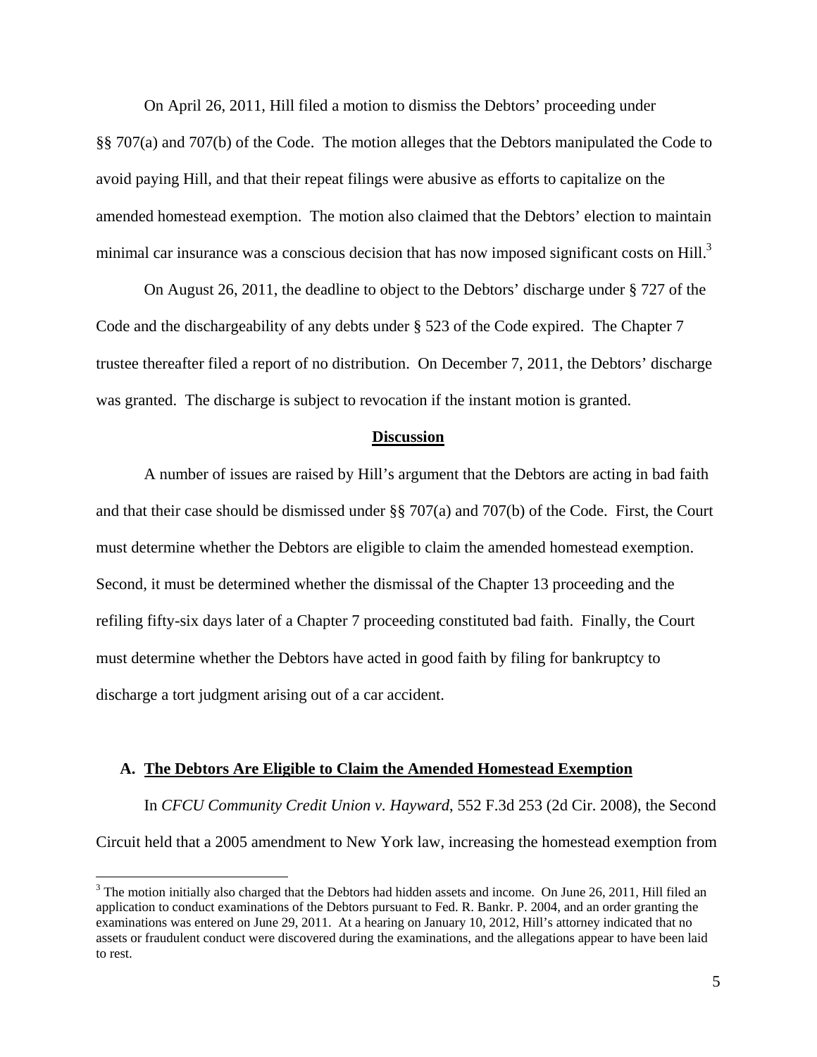On April 26, 2011, Hill filed a motion to dismiss the Debtors' proceeding under §§ 707(a) and 707(b) of the Code. The motion alleges that the Debtors manipulated the Code to avoid paying Hill, and that their repeat filings were abusive as efforts to capitalize on the amended homestead exemption. The motion also claimed that the Debtors' election to maintain minimal car insurance was a conscious decision that has now imposed significant costs on Hill.[3]

On August 26, 2011, the deadline to object to the Debtors' discharge under § 727 of the Code and the dischargeability of any debts under § 523 of the Code expired. The Chapter 7 trustee thereafter filed a report of no distribution. On December 7, 2011, the Debtors' discharge was granted. The discharge is subject to revocation if the instant motion is granted.

## Discussion

A number of issues are raised by Hill's argument that the Debtors are acting in bad faith and that their case should be dismissed under §§ 707(a) and 707(b) of the Code. First, the Court must determine whether the Debtors are eligible to claim the amended homestead exemption. Second, it must be determined whether the dismissal of the Chapter 13 proceeding and the refiling fifty-six days later of a Chapter 7 proceeding constituted bad faith. Finally, the Court must determine whether the Debtors have acted in good faith by filing for bankruptcy to discharge a tort judgment arising out of a car accident.

### A. The Debtors Are Eligible to Claim the Amended Homestead Exemption

In *CFCU Community Credit Union v. Hayward*, 552 F.3d 253 (2d Cir. 2008), the Second Circuit held that a 2005 amendment to New York law, increasing the homestead exemption from

[3] The motion initially also charged that the Debtors had hidden assets and income. On June 26, 2011, Hill filed an application to conduct examinations of the Debtors pursuant to Fed. R. Bankr. P. 2004, and an order granting the examinations was entered on June 29, 2011. At a hearing on January 10, 2012, Hill's attorney indicated that no assets or fraudulent conduct were discovered during the examinations, and the allegations appear to have been laid to rest.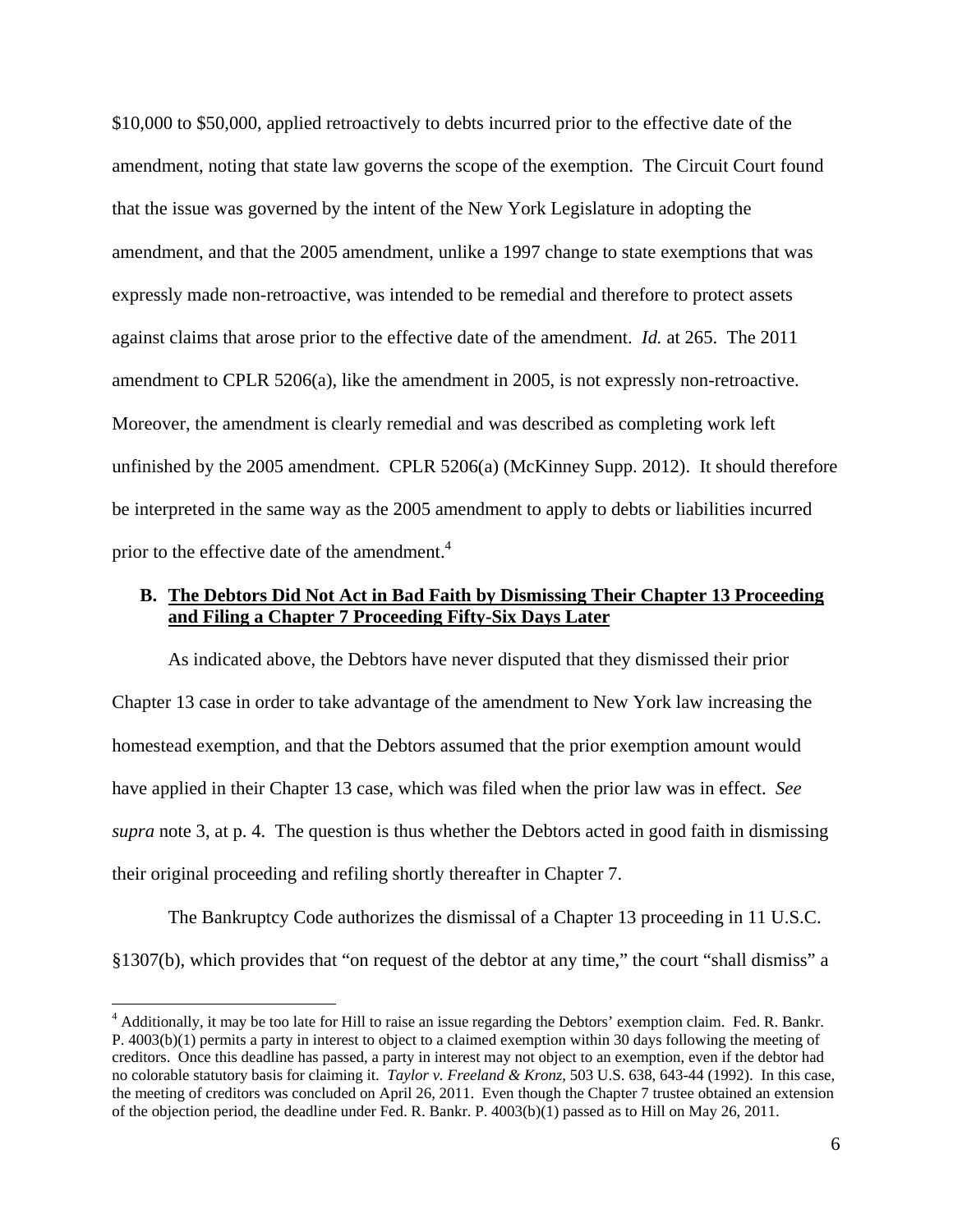$10,000 to $50,000, applied retroactively to debts incurred prior to the effective date of the amendment, noting that state law governs the scope of the exemption. The Circuit Court found that the issue was governed by the intent of the New York Legislature in adopting the amendment, and that the 2005 amendment, unlike a 1997 change to state exemptions that was expressly made non-retroactive, was intended to be remedial and therefore to protect assets against claims that arose prior to the effective date of the amendment. *Id.* at 265. The 2011 amendment to CPLR 5206(a), like the amendment in 2005, is not expressly non-retroactive. Moreover, the amendment is clearly remedial and was described as completing work left unfinished by the 2005 amendment. CPLR 5206(a) (McKinney Supp. 2012). It should therefore be interpreted in the same way as the 2005 amendment to apply to debts or liabilities incurred prior to the effective date of the amendment.[4]

### B. **The Debtors Did Not Act in Bad Faith by Dismissing Their Chapter 13 Proceeding and Filing a Chapter 7 Proceeding Fifty-Six Days Later**

As indicated above, the Debtors have never disputed that they dismissed their prior Chapter 13 case in order to take advantage of the amendment to New York law increasing the homestead exemption, and that the Debtors assumed that the prior exemption amount would have applied in their Chapter 13 case, which was filed when the prior law was in effect. *See supra* note 3, at p. 4. The question is thus whether the Debtors acted in good faith in dismissing their original proceeding and refiling shortly thereafter in Chapter 7.

The Bankruptcy Code authorizes the dismissal of a Chapter 13 proceeding in 11 U.S.C. §1307(b), which provides that "on request of the debtor at any time," the court "shall dismiss" a

---

[4] Additionally, it may be too late for Hill to raise an issue regarding the Debtors' exemption claim. Fed. R. Bankr. P. 4003(b)(1) permits a party in interest to object to a claimed exemption within 30 days following the meeting of creditors. Once this deadline has passed, a party in interest may not object to an exemption, even if the debtor had no colorable statutory basis for claiming it. *Taylor v. Freeland & Kronz*, 503 U.S. 638, 643-44 (1992). In this case, the meeting of creditors was concluded on April 26, 2011. Even though the Chapter 7 trustee obtained an extension of the objection period, the deadline under Fed. R. Bankr. P. 4003(b)(1) passed as to Hill on May 26, 2011.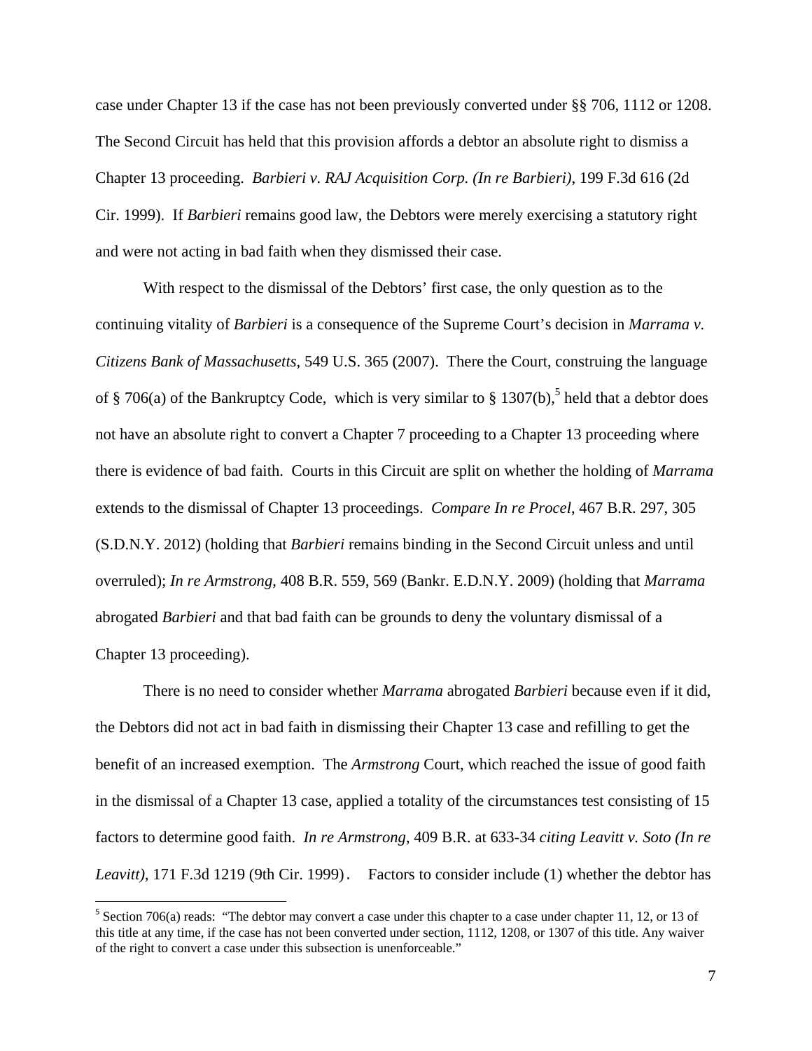case under Chapter 13 if the case has not been previously converted under §§ 706, 1112 or 1208. The Second Circuit has held that this provision affords a debtor an absolute right to dismiss a Chapter 13 proceeding. *Barbieri v. RAJ Acquisition Corp. (In re Barbieri)*, 199 F.3d 616 (2d Cir. 1999). If *Barbieri* remains good law, the Debtors were merely exercising a statutory right and were not acting in bad faith when they dismissed their case.

With respect to the dismissal of the Debtors' first case, the only question as to the continuing vitality of *Barbieri* is a consequence of the Supreme Court's decision in *Marrama v. Citizens Bank of Massachusetts*, 549 U.S. 365 (2007). There the Court, construing the language of § 706(a) of the Bankruptcy Code, which is very similar to § 1307(b),[5] held that a debtor does not have an absolute right to convert a Chapter 7 proceeding to a Chapter 13 proceeding where there is evidence of bad faith. Courts in this Circuit are split on whether the holding of *Marrama* extends to the dismissal of Chapter 13 proceedings. *Compare In re Procel*, 467 B.R. 297, 305 (S.D.N.Y. 2012) (holding that *Barbieri* remains binding in the Second Circuit unless and until overruled); *In re Armstrong*, 408 B.R. 559, 569 (Bankr. E.D.N.Y. 2009) (holding that *Marrama* abrogated *Barbieri* and that bad faith can be grounds to deny the voluntary dismissal of a Chapter 13 proceeding).

There is no need to consider whether *Marrama* abrogated *Barbieri* because even if it did, the Debtors did not act in bad faith in dismissing their Chapter 13 case and refilling to get the benefit of an increased exemption. The *Armstrong* Court, which reached the issue of good faith in the dismissal of a Chapter 13 case, applied a totality of the circumstances test consisting of 15 factors to determine good faith. *In re Armstrong*, 409 B.R. at 633-34 *citing Leavitt v. Soto (In re Leavitt)*, 171 F.3d 1219 (9th Cir. 1999). Factors to consider include (1) whether the debtor has

[5] Section 706(a) reads: "The debtor may convert a case under this chapter to a case under chapter 11, 12, or 13 of this title at any time, if the case has not been converted under section, 1112, 1208, or 1307 of this title. Any waiver of the right to convert a case under this subsection is unenforceable."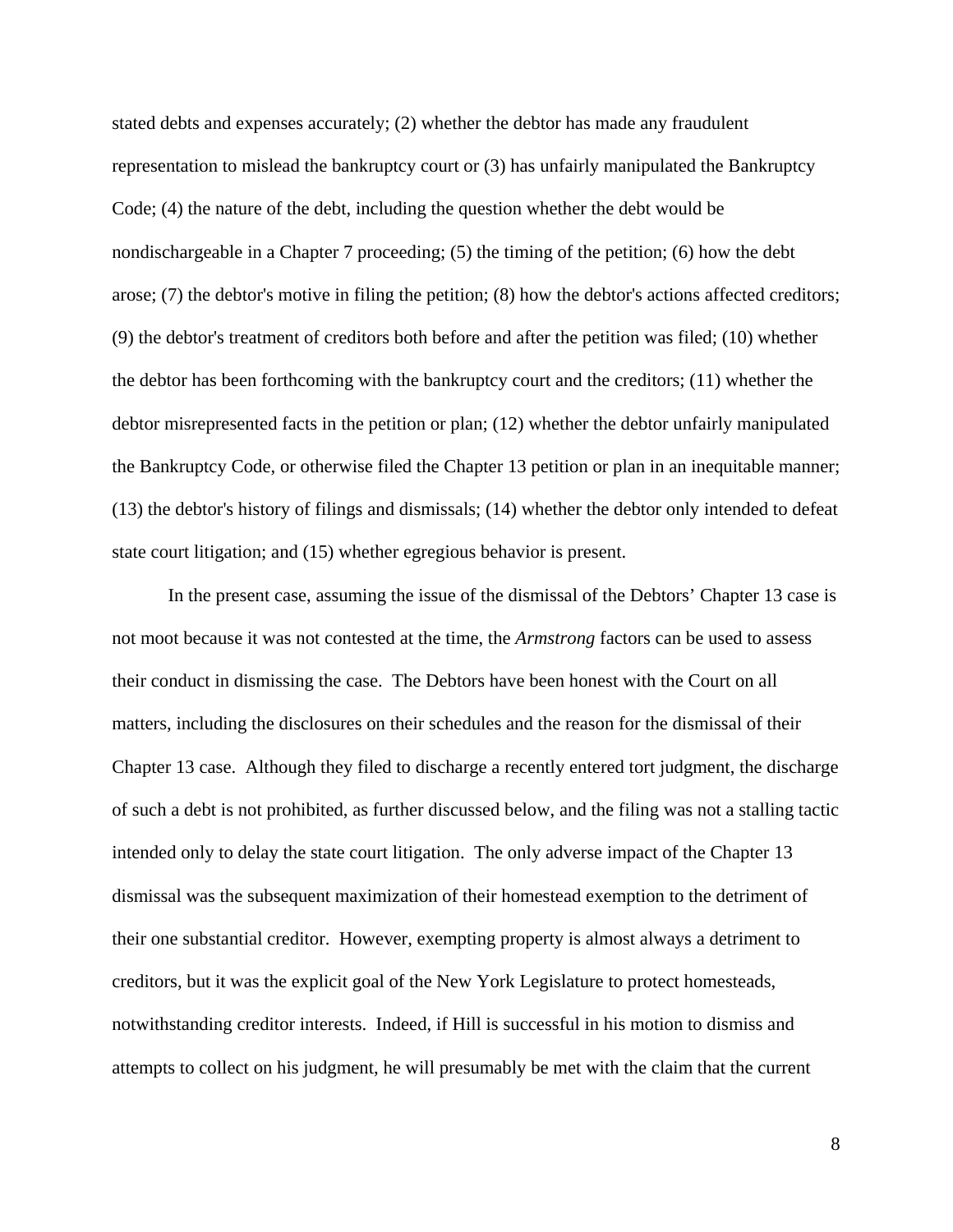stated debts and expenses accurately; (2) whether the debtor has made any fraudulent representation to mislead the bankruptcy court or (3) has unfairly manipulated the Bankruptcy Code; (4) the nature of the debt, including the question whether the debt would be nondischargeable in a Chapter 7 proceeding; (5) the timing of the petition; (6) how the debt arose; (7) the debtor's motive in filing the petition; (8) how the debtor's actions affected creditors; (9) the debtor's treatment of creditors both before and after the petition was filed; (10) whether the debtor has been forthcoming with the bankruptcy court and the creditors; (11) whether the debtor misrepresented facts in the petition or plan; (12) whether the debtor unfairly manipulated the Bankruptcy Code, or otherwise filed the Chapter 13 petition or plan in an inequitable manner; (13) the debtor's history of filings and dismissals; (14) whether the debtor only intended to defeat state court litigation; and (15) whether egregious behavior is present.

In the present case, assuming the issue of the dismissal of the Debtors' Chapter 13 case is not moot because it was not contested at the time, the *Armstrong* factors can be used to assess their conduct in dismissing the case. The Debtors have been honest with the Court on all matters, including the disclosures on their schedules and the reason for the dismissal of their Chapter 13 case. Although they filed to discharge a recently entered tort judgment, the discharge of such a debt is not prohibited, as further discussed below, and the filing was not a stalling tactic intended only to delay the state court litigation. The only adverse impact of the Chapter 13 dismissal was the subsequent maximization of their homestead exemption to the detriment of their one substantial creditor. However, exempting property is almost always a detriment to creditors, but it was the explicit goal of the New York Legislature to protect homesteads, notwithstanding creditor interests. Indeed, if Hill is successful in his motion to dismiss and attempts to collect on his judgment, he will presumably be met with the claim that the current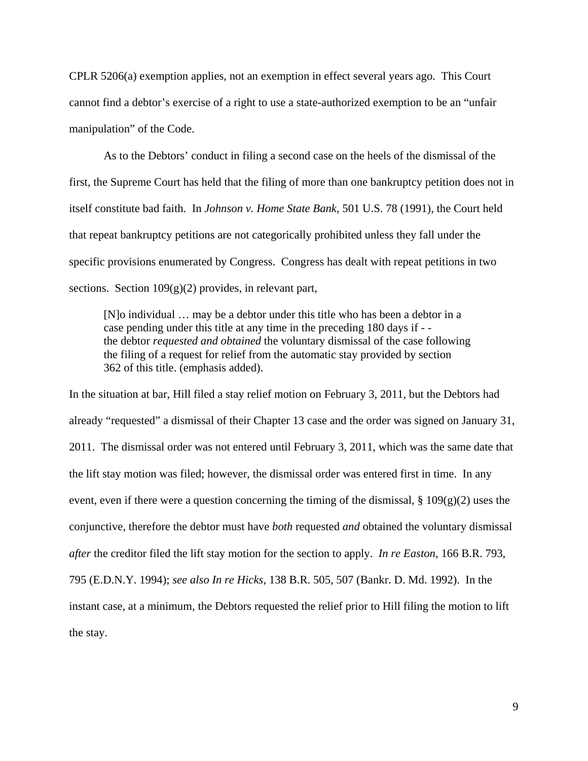CPLR 5206(a) exemption applies, not an exemption in effect several years ago. This Court cannot find a debtor's exercise of a right to use a state-authorized exemption to be an "unfair manipulation" of the Code.

As to the Debtors' conduct in filing a second case on the heels of the dismissal of the first, the Supreme Court has held that the filing of more than one bankruptcy petition does not in itself constitute bad faith. In *Johnson v. Home State Bank*, 501 U.S. 78 (1991), the Court held that repeat bankruptcy petitions are not categorically prohibited unless they fall under the specific provisions enumerated by Congress. Congress has dealt with repeat petitions in two sections. Section 109(g)(2) provides, in relevant part,

> [N]o individual … may be a debtor under this title who has been a debtor in a case pending under this title at any time in the preceding 180 days if - - the debtor *requested and obtained* the voluntary dismissal of the case following the filing of a request for relief from the automatic stay provided by section 362 of this title. (emphasis added).

In the situation at bar, Hill filed a stay relief motion on February 3, 2011, but the Debtors had already "requested" a dismissal of their Chapter 13 case and the order was signed on January 31, 2011. The dismissal order was not entered until February 3, 2011, which was the same date that the lift stay motion was filed; however, the dismissal order was entered first in time. In any event, even if there were a question concerning the timing of the dismissal, § 109(g)(2) uses the conjunctive, therefore the debtor must have *both* requested *and* obtained the voluntary dismissal *after* the creditor filed the lift stay motion for the section to apply. *In re Easton*, 166 B.R. 793, 795 (E.D.N.Y. 1994); *see also In re Hicks*, 138 B.R. 505, 507 (Bankr. D. Md. 1992). In the instant case, at a minimum, the Debtors requested the relief prior to Hill filing the motion to lift the stay.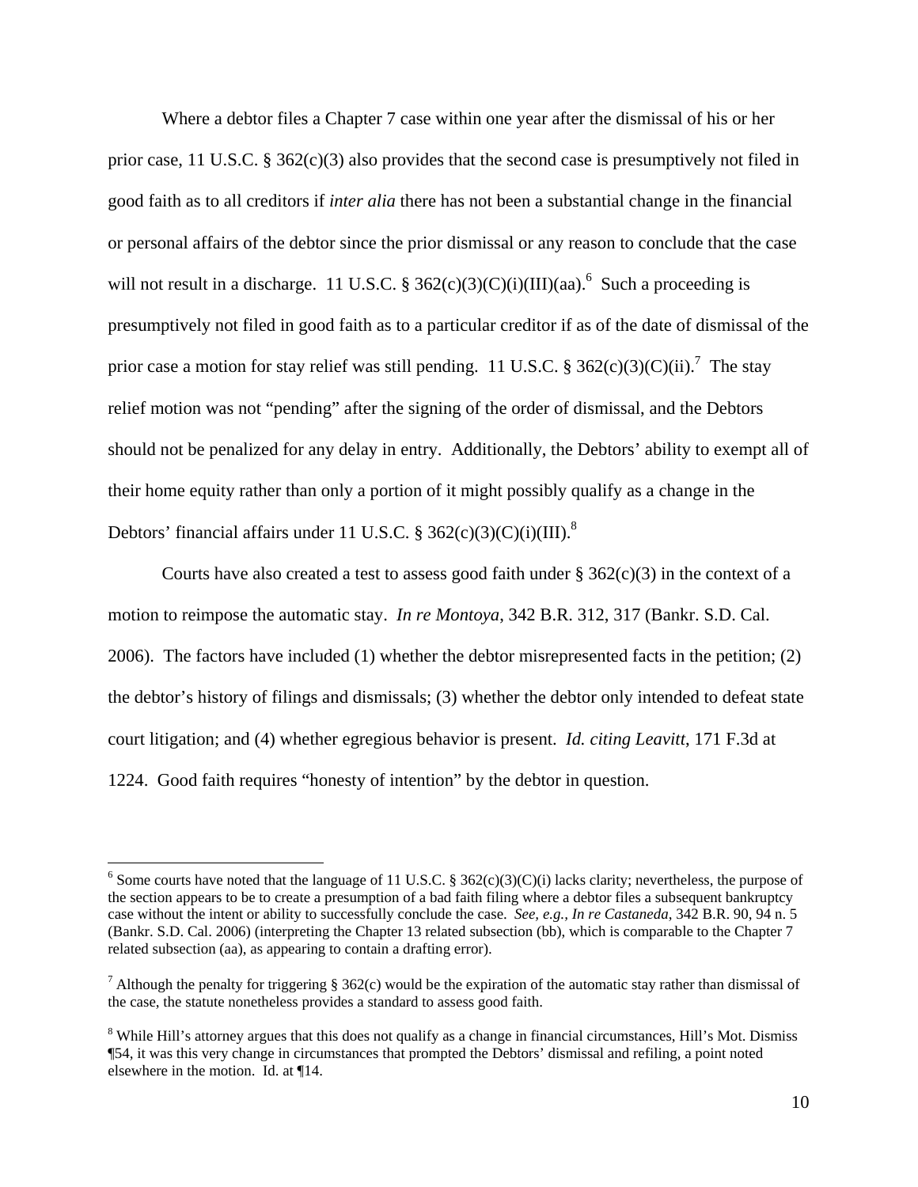Where a debtor files a Chapter 7 case within one year after the dismissal of his or her prior case, 11 U.S.C. § 362(c)(3) also provides that the second case is presumptively not filed in good faith as to all creditors if *inter alia* there has not been a substantial change in the financial or personal affairs of the debtor since the prior dismissal or any reason to conclude that the case will not result in a discharge. 11 U.S.C. § 362(c)(3)(C)(i)(III)(aa).[6] Such a proceeding is presumptively not filed in good faith as to a particular creditor if as of the date of dismissal of the prior case a motion for stay relief was still pending. 11 U.S.C. § 362(c)(3)(C)(ii).[7] The stay relief motion was not "pending" after the signing of the order of dismissal, and the Debtors should not be penalized for any delay in entry. Additionally, the Debtors' ability to exempt all of their home equity rather than only a portion of it might possibly qualify as a change in the Debtors' financial affairs under 11 U.S.C. § 362(c)(3)(C)(i)(III).[8]

Courts have also created a test to assess good faith under § 362(c)(3) in the context of a motion to reimpose the automatic stay. *In re Montoya*, 342 B.R. 312, 317 (Bankr. S.D. Cal. 2006). The factors have included (1) whether the debtor misrepresented facts in the petition; (2) the debtor's history of filings and dismissals; (3) whether the debtor only intended to defeat state court litigation; and (4) whether egregious behavior is present. *Id. citing Leavitt*, 171 F.3d at 1224. Good faith requires "honesty of intention" by the debtor in question.

---

[6] Some courts have noted that the language of 11 U.S.C. § 362(c)(3)(C)(i) lacks clarity; nevertheless, the purpose of the section appears to be to create a presumption of a bad faith filing where a debtor files a subsequent bankruptcy case without the intent or ability to successfully conclude the case. *See, e.g., In re Castaneda*, 342 B.R. 90, 94 n. 5 (Bankr. S.D. Cal. 2006) (interpreting the Chapter 13 related subsection (bb), which is comparable to the Chapter 7 related subsection (aa), as appearing to contain a drafting error).

[7] Although the penalty for triggering § 362(c) would be the expiration of the automatic stay rather than dismissal of the case, the statute nonetheless provides a standard to assess good faith.

[8] While Hill's attorney argues that this does not qualify as a change in financial circumstances, Hill's Mot. Dismiss ¶54, it was this very change in circumstances that prompted the Debtors' dismissal and refiling, a point noted elsewhere in the motion. Id. at ¶14.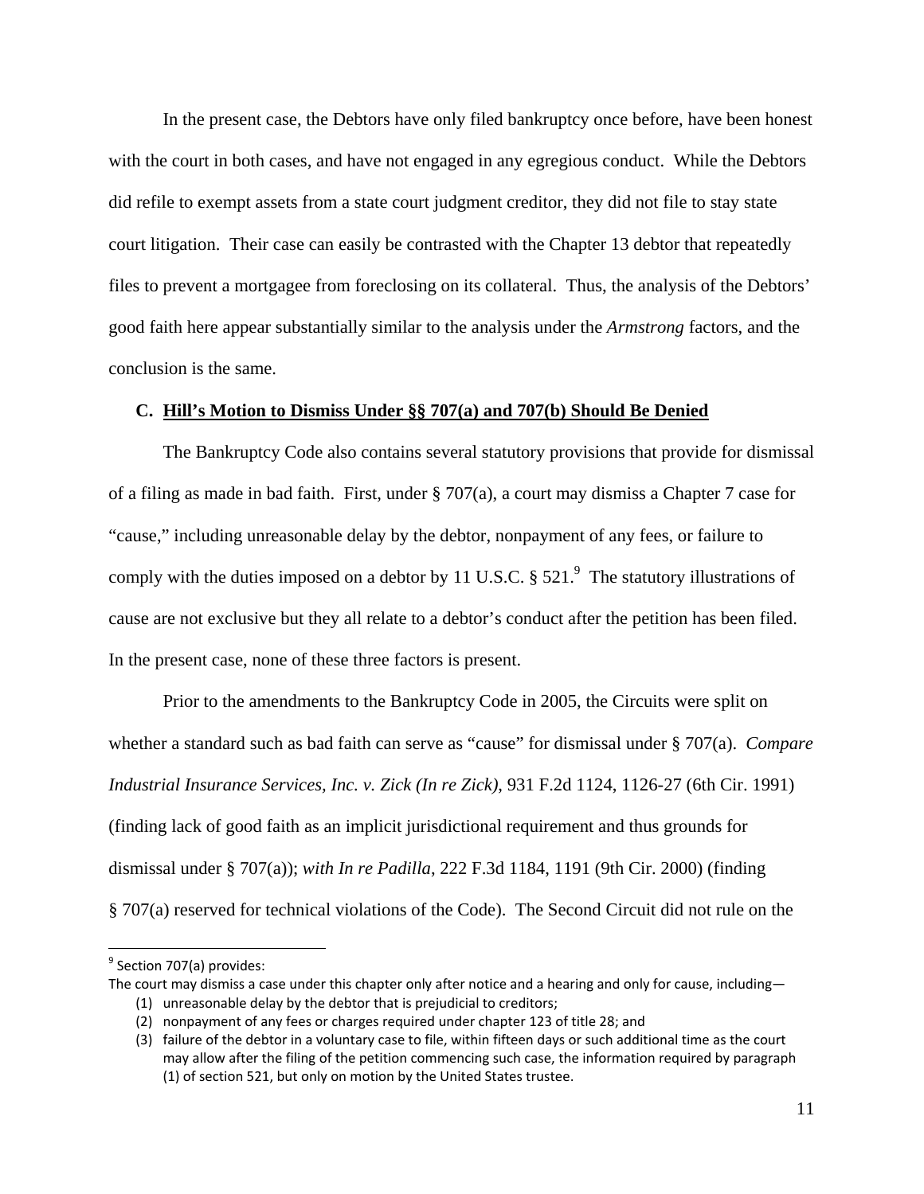In the present case, the Debtors have only filed bankruptcy once before, have been honest with the court in both cases, and have not engaged in any egregious conduct. While the Debtors did refile to exempt assets from a state court judgment creditor, they did not file to stay state court litigation. Their case can easily be contrasted with the Chapter 13 debtor that repeatedly files to prevent a mortgagee from foreclosing on its collateral. Thus, the analysis of the Debtors' good faith here appear substantially similar to the analysis under the *Armstrong* factors, and the conclusion is the same.

### C. Hill's Motion to Dismiss Under §§ 707(a) and 707(b) Should Be Denied

The Bankruptcy Code also contains several statutory provisions that provide for dismissal of a filing as made in bad faith. First, under § 707(a), a court may dismiss a Chapter 7 case for "cause," including unreasonable delay by the debtor, nonpayment of any fees, or failure to comply with the duties imposed on a debtor by 11 U.S.C. § 521.[9] The statutory illustrations of cause are not exclusive but they all relate to a debtor's conduct after the petition has been filed. In the present case, none of these three factors is present.

Prior to the amendments to the Bankruptcy Code in 2005, the Circuits were split on whether a standard such as bad faith can serve as "cause" for dismissal under § 707(a). *Compare Industrial Insurance Services, Inc. v. Zick (In re Zick)*, 931 F.2d 1124, 1126-27 (6th Cir. 1991) (finding lack of good faith as an implicit jurisdictional requirement and thus grounds for dismissal under § 707(a)); *with In re Padilla*, 222 F.3d 1184, 1191 (9th Cir. 2000) (finding § 707(a) reserved for technical violations of the Code). The Second Circuit did not rule on the

---

[9] Section 707(a) provides:
The court may dismiss a case under this chapter only after notice and a hearing and only for cause, including—

1. unreasonable delay by the debtor that is prejudicial to creditors;
2. nonpayment of any fees or charges required under chapter 123 of title 28; and
3. failure of the debtor in a voluntary case to file, within fifteen days or such additional time as the court may allow after the filing of the petition commencing such case, the information required by paragraph (1) of section 521, but only on motion by the United States trustee.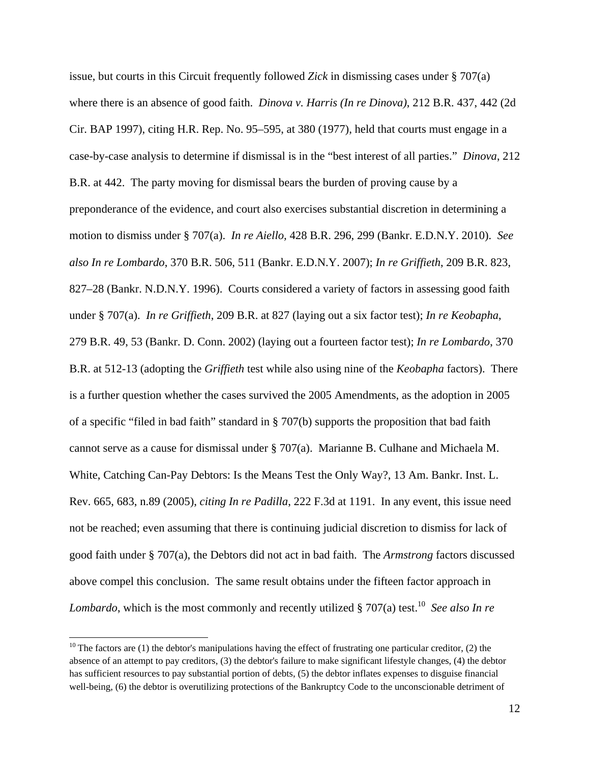issue, but courts in this Circuit frequently followed *Zick* in dismissing cases under § 707(a) where there is an absence of good faith. *Dinova v. Harris (In re Dinova)*, 212 B.R. 437, 442 (2d Cir. BAP 1997), citing H.R. Rep. No. 95–595, at 380 (1977), held that courts must engage in a case-by-case analysis to determine if dismissal is in the "best interest of all parties." *Dinova*, 212 B.R. at 442. The party moving for dismissal bears the burden of proving cause by a preponderance of the evidence, and court also exercises substantial discretion in determining a motion to dismiss under § 707(a). *In re Aiello*, 428 B.R. 296, 299 (Bankr. E.D.N.Y. 2010). *See also In re Lombardo*, 370 B.R. 506, 511 (Bankr. E.D.N.Y. 2007); *In re Griffieth*, 209 B.R. 823, 827–28 (Bankr. N.D.N.Y. 1996). Courts considered a variety of factors in assessing good faith under § 707(a). *In re Griffieth*, 209 B.R. at 827 (laying out a six factor test); *In re Keobapha*, 279 B.R. 49, 53 (Bankr. D. Conn. 2002) (laying out a fourteen factor test); *In re Lombardo*, 370 B.R. at 512-13 (adopting the *Griffieth* test while also using nine of the *Keobapha* factors). There is a further question whether the cases survived the 2005 Amendments, as the adoption in 2005 of a specific "filed in bad faith" standard in § 707(b) supports the proposition that bad faith cannot serve as a cause for dismissal under § 707(a). Marianne B. Culhane and Michaela M. White, Catching Can-Pay Debtors: Is the Means Test the Only Way?, 13 Am. Bankr. Inst. L. Rev. 665, 683, n.89 (2005), *citing In re Padilla*, 222 F.3d at 1191. In any event, this issue need not be reached; even assuming that there is continuing judicial discretion to dismiss for lack of good faith under § 707(a), the Debtors did not act in bad faith. The *Armstrong* factors discussed above compel this conclusion. The same result obtains under the fifteen factor approach in *Lombardo*, which is the most commonly and recently utilized § 707(a) test.[10] *See also In re*

[10] The factors are (1) the debtor's manipulations having the effect of frustrating one particular creditor, (2) the absence of an attempt to pay creditors, (3) the debtor's failure to make significant lifestyle changes, (4) the debtor has sufficient resources to pay substantial portion of debts, (5) the debtor inflates expenses to disguise financial well-being, (6) the debtor is overutilizing protections of the Bankruptcy Code to the unconscionable detriment of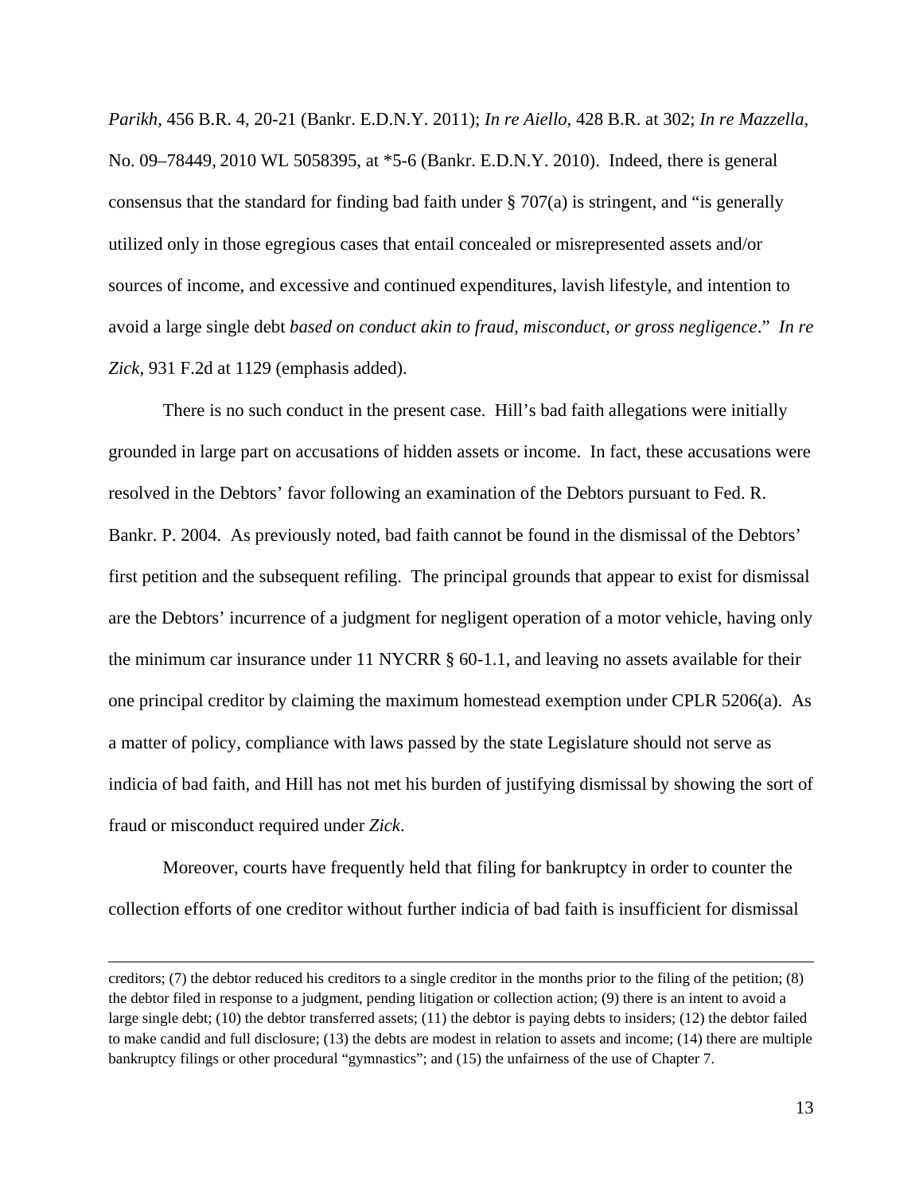*Parikh*, 456 B.R. 4, 20-21 (Bankr. E.D.N.Y. 2011); *In re Aiello*, 428 B.R. at 302; *In re Mazzella*, No. 09–78449, 2010 WL 5058395, at *5-6 (Bankr. E.D.N.Y. 2010). Indeed, there is general consensus that the standard for finding bad faith under § 707(a) is stringent, and "is generally utilized only in those egregious cases that entail concealed or misrepresented assets and/or sources of income, and excessive and continued expenditures, lavish lifestyle, and intention to avoid a large single debt *based on conduct akin to fraud, misconduct, or gross negligence*." *In re Zick*, 931 F.2d at 1129 (emphasis added).

There is no such conduct in the present case. Hill's bad faith allegations were initially grounded in large part on accusations of hidden assets or income. In fact, these accusations were resolved in the Debtors' favor following an examination of the Debtors pursuant to Fed. R. Bankr. P. 2004. As previously noted, bad faith cannot be found in the dismissal of the Debtors' first petition and the subsequent refiling. The principal grounds that appear to exist for dismissal are the Debtors' incurrence of a judgment for negligent operation of a motor vehicle, having only the minimum car insurance under 11 NYCRR § 60-1.1, and leaving no assets available for their one principal creditor by claiming the maximum homestead exemption under CPLR 5206(a). As a matter of policy, compliance with laws passed by the state Legislature should not serve as indicia of bad faith, and Hill has not met his burden of justifying dismissal by showing the sort of fraud or misconduct required under *Zick*.

Moreover, courts have frequently held that filing for bankruptcy in order to counter the collection efforts of one creditor without further indicia of bad faith is insufficient for dismissal

---

creditors; (7) the debtor reduced his creditors to a single creditor in the months prior to the filing of the petition; (8) the debtor filed in response to a judgment, pending litigation or collection action; (9) there is an intent to avoid a large single debt; (10) the debtor transferred assets; (11) the debtor is paying debts to insiders; (12) the debtor failed to make candid and full disclosure; (13) the debts are modest in relation to assets and income; (14) there are multiple bankruptcy filings or other procedural "gymnastics"; and (15) the unfairness of the use of Chapter 7.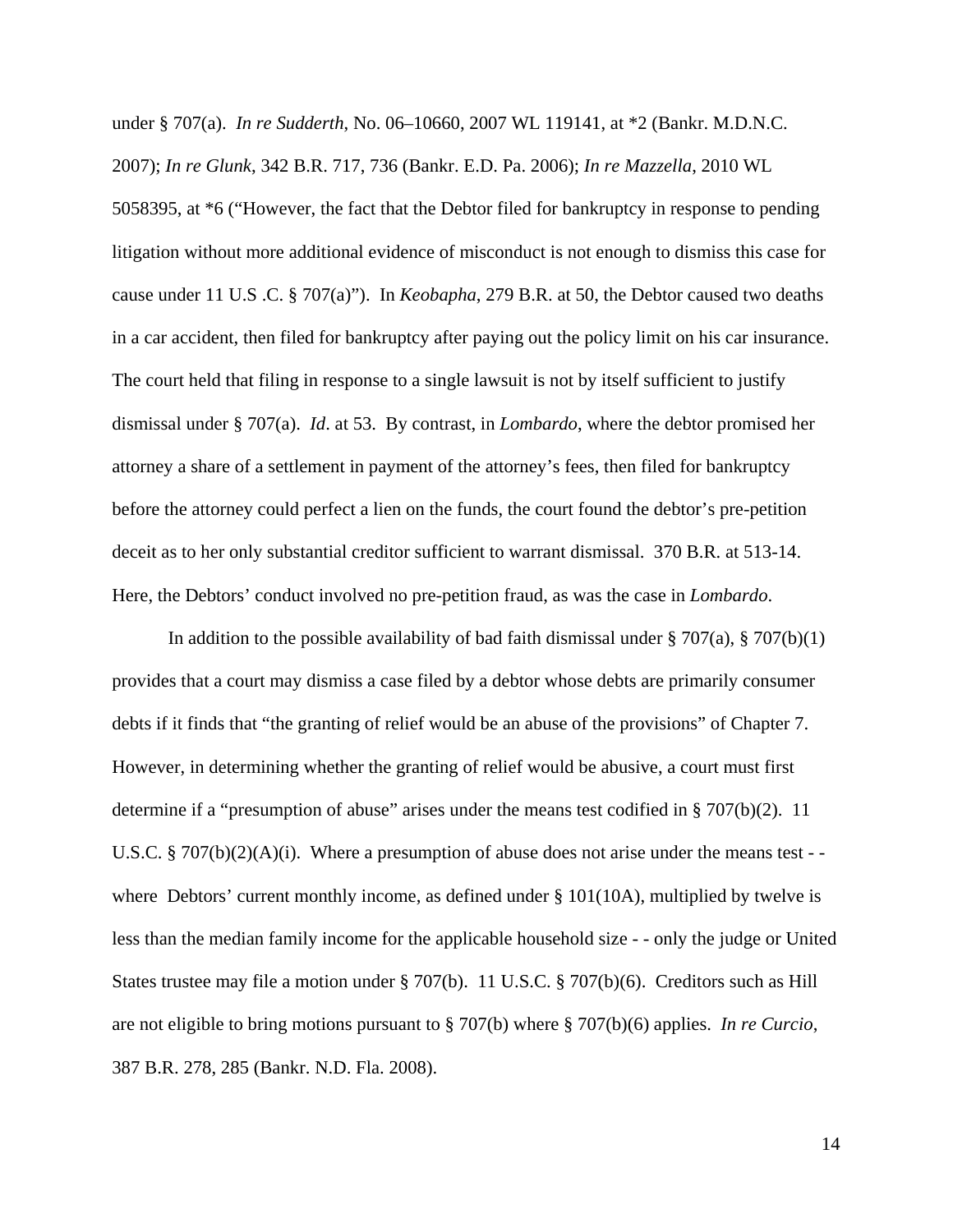under § 707(a). *In re Sudderth*, No. 06–10660, 2007 WL 119141, at *2 (Bankr. M.D.N.C. 2007); *In re Glunk*, 342 B.R. 717, 736 (Bankr. E.D. Pa. 2006); *In re Mazzella*, 2010 WL 5058395, at *6 ("However, the fact that the Debtor filed for bankruptcy in response to pending litigation without more additional evidence of misconduct is not enough to dismiss this case for cause under 11 U.S .C. § 707(a)"). In *Keobapha*, 279 B.R. at 50, the Debtor caused two deaths in a car accident, then filed for bankruptcy after paying out the policy limit on his car insurance. The court held that filing in response to a single lawsuit is not by itself sufficient to justify dismissal under § 707(a). *Id*. at 53. By contrast, in *Lombardo*, where the debtor promised her attorney a share of a settlement in payment of the attorney's fees, then filed for bankruptcy before the attorney could perfect a lien on the funds, the court found the debtor's pre-petition deceit as to her only substantial creditor sufficient to warrant dismissal. 370 B.R. at 513-14. Here, the Debtors' conduct involved no pre-petition fraud, as was the case in *Lombardo*.

In addition to the possible availability of bad faith dismissal under § 707(a), § 707(b)(1) provides that a court may dismiss a case filed by a debtor whose debts are primarily consumer debts if it finds that "the granting of relief would be an abuse of the provisions" of Chapter 7. However, in determining whether the granting of relief would be abusive, a court must first determine if a "presumption of abuse" arises under the means test codified in § 707(b)(2). 11 U.S.C. § 707(b)(2)(A)(i). Where a presumption of abuse does not arise under the means test - - where Debtors' current monthly income, as defined under § 101(10A), multiplied by twelve is less than the median family income for the applicable household size - - only the judge or United States trustee may file a motion under § 707(b). 11 U.S.C. § 707(b)(6). Creditors such as Hill are not eligible to bring motions pursuant to § 707(b) where § 707(b)(6) applies. *In re Curcio*, 387 B.R. 278, 285 (Bankr. N.D. Fla. 2008).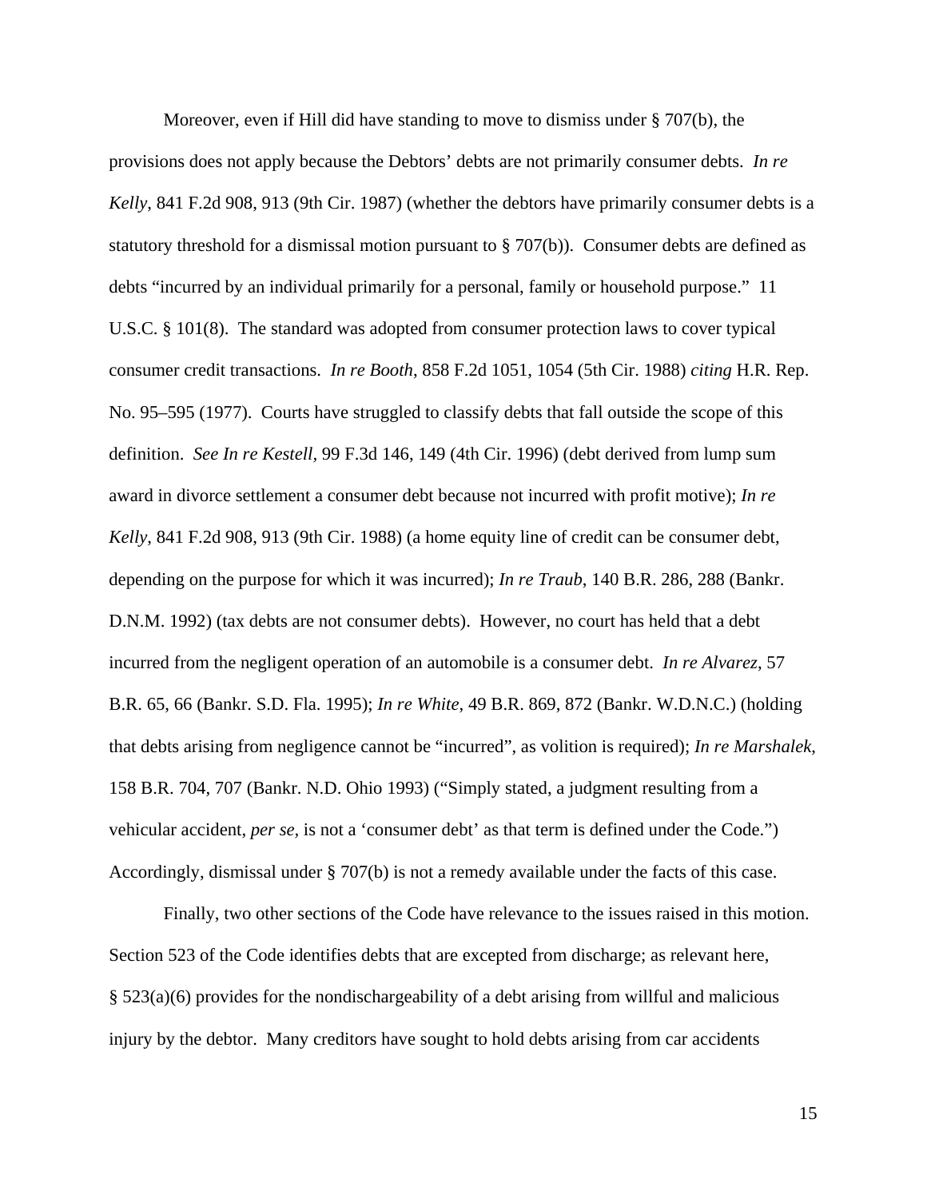Moreover, even if Hill did have standing to move to dismiss under § 707(b), the provisions does not apply because the Debtors' debts are not primarily consumer debts. *In re Kelly*, 841 F.2d 908, 913 (9th Cir. 1987) (whether the debtors have primarily consumer debts is a statutory threshold for a dismissal motion pursuant to § 707(b)). Consumer debts are defined as debts "incurred by an individual primarily for a personal, family or household purpose." 11 U.S.C. § 101(8). The standard was adopted from consumer protection laws to cover typical consumer credit transactions. *In re Booth*, 858 F.2d 1051, 1054 (5th Cir. 1988) *citing* H.R. Rep. No. 95–595 (1977). Courts have struggled to classify debts that fall outside the scope of this definition. *See In re Kestell*, 99 F.3d 146, 149 (4th Cir. 1996) (debt derived from lump sum award in divorce settlement a consumer debt because not incurred with profit motive); *In re Kelly*, 841 F.2d 908, 913 (9th Cir. 1988) (a home equity line of credit can be consumer debt, depending on the purpose for which it was incurred); *In re Traub*, 140 B.R. 286, 288 (Bankr. D.N.M. 1992) (tax debts are not consumer debts). However, no court has held that a debt incurred from the negligent operation of an automobile is a consumer debt. *In re Alvarez*, 57 B.R. 65, 66 (Bankr. S.D. Fla. 1995); *In re White*, 49 B.R. 869, 872 (Bankr. W.D.N.C.) (holding that debts arising from negligence cannot be "incurred", as volition is required); *In re Marshalek*, 158 B.R. 704, 707 (Bankr. N.D. Ohio 1993) ("Simply stated, a judgment resulting from a vehicular accident, *per se*, is not a 'consumer debt' as that term is defined under the Code.") Accordingly, dismissal under § 707(b) is not a remedy available under the facts of this case.

Finally, two other sections of the Code have relevance to the issues raised in this motion. Section 523 of the Code identifies debts that are excepted from discharge; as relevant here, § 523(a)(6) provides for the nondischargeability of a debt arising from willful and malicious injury by the debtor. Many creditors have sought to hold debts arising from car accidents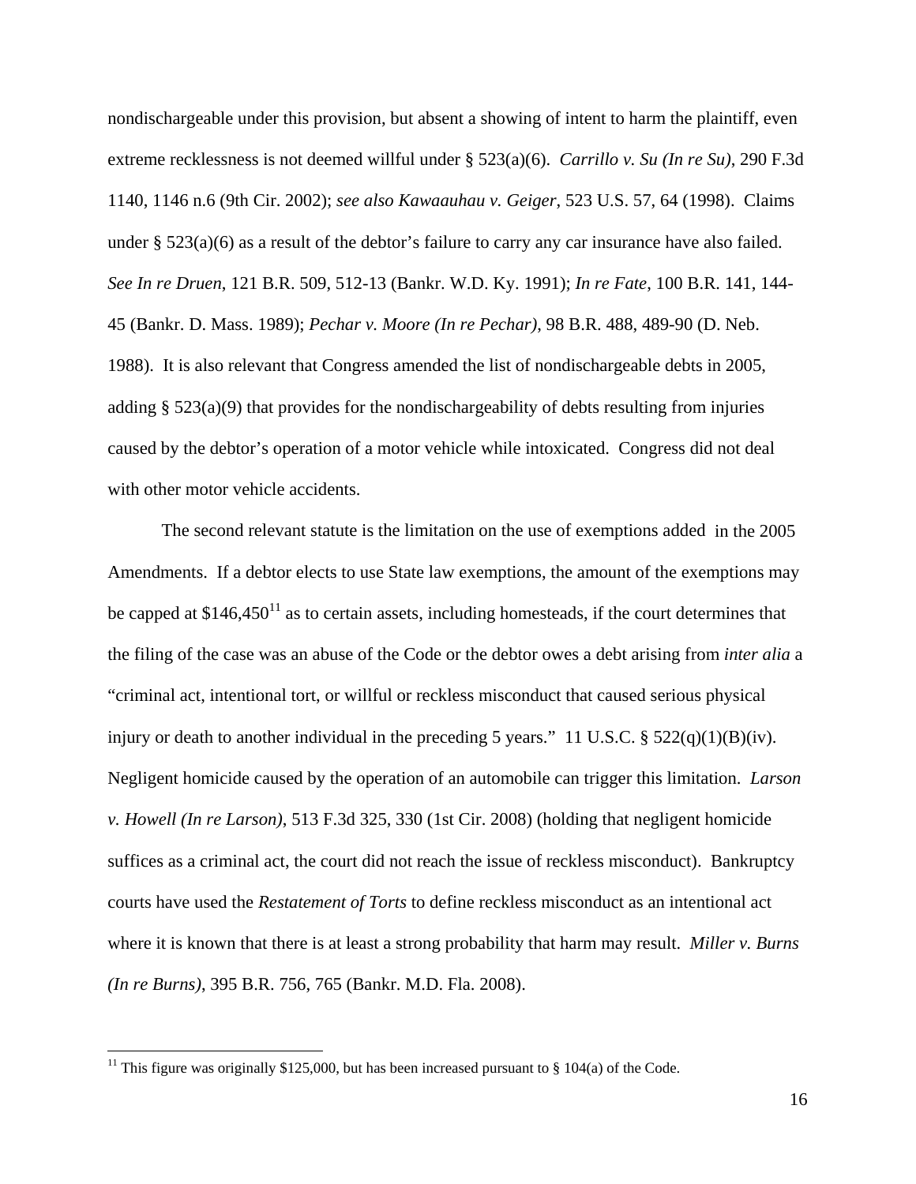nondischargeable under this provision, but absent a showing of intent to harm the plaintiff, even extreme recklessness is not deemed willful under § 523(a)(6). *Carrillo v. Su (In re Su)*, 290 F.3d 1140, 1146 n.6 (9th Cir. 2002); *see also Kawaauhau v. Geiger*, 523 U.S. 57, 64 (1998). Claims under § 523(a)(6) as a result of the debtor's failure to carry any car insurance have also failed. *See In re Druen*, 121 B.R. 509, 512-13 (Bankr. W.D. Ky. 1991); *In re Fate*, 100 B.R. 141, 144-45 (Bankr. D. Mass. 1989); *Pechar v. Moore (In re Pechar)*, 98 B.R. 488, 489-90 (D. Neb. 1988). It is also relevant that Congress amended the list of nondischargeable debts in 2005, adding § 523(a)(9) that provides for the nondischargeability of debts resulting from injuries caused by the debtor's operation of a motor vehicle while intoxicated. Congress did not deal with other motor vehicle accidents.

The second relevant statute is the limitation on the use of exemptions added in the 2005 Amendments. If a debtor elects to use State law exemptions, the amount of the exemptions may be capped at $146,450[11] as to certain assets, including homesteads, if the court determines that the filing of the case was an abuse of the Code or the debtor owes a debt arising from *inter alia* a "criminal act, intentional tort, or willful or reckless misconduct that caused serious physical injury or death to another individual in the preceding 5 years." 11 U.S.C. § 522(q)(1)(B)(iv). Negligent homicide caused by the operation of an automobile can trigger this limitation. *Larson v. Howell (In re Larson)*, 513 F.3d 325, 330 (1st Cir. 2008) (holding that negligent homicide suffices as a criminal act, the court did not reach the issue of reckless misconduct). Bankruptcy courts have used the *Restatement of Torts* to define reckless misconduct as an intentional act where it is known that there is at least a strong probability that harm may result. *Miller v. Burns (In re Burns)*, 395 B.R. 756, 765 (Bankr. M.D. Fla. 2008).

[11] This figure was originally $125,000, but has been increased pursuant to § 104(a) of the Code.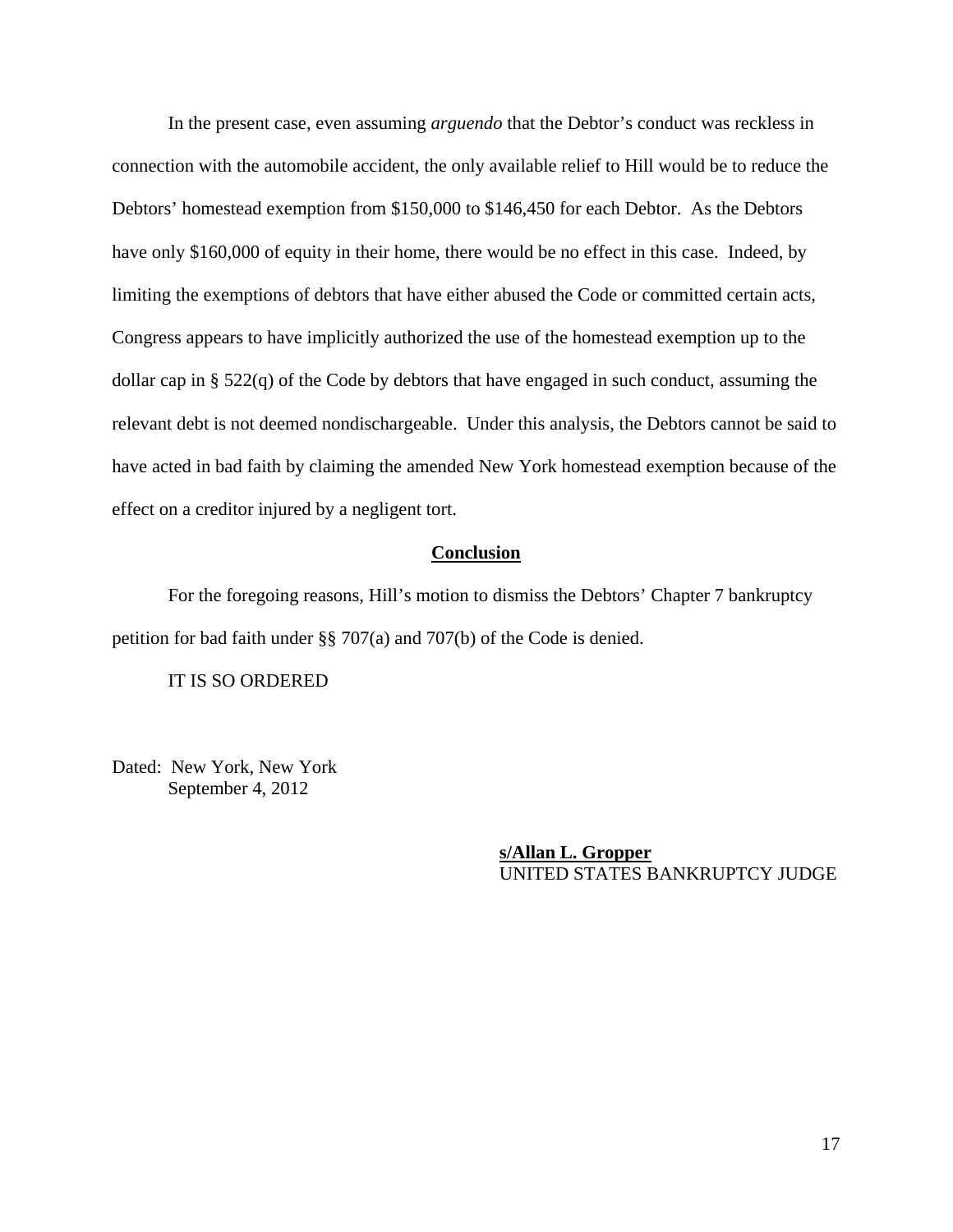In the present case, even assuming *arguendo* that the Debtor's conduct was reckless in connection with the automobile accident, the only available relief to Hill would be to reduce the Debtors' homestead exemption from $150,000 to $146,450 for each Debtor. As the Debtors have only $160,000 of equity in their home, there would be no effect in this case. Indeed, by limiting the exemptions of debtors that have either abused the Code or committed certain acts, Congress appears to have implicitly authorized the use of the homestead exemption up to the dollar cap in § 522(q) of the Code by debtors that have engaged in such conduct, assuming the relevant debt is not deemed nondischargeable. Under this analysis, the Debtors cannot be said to have acted in bad faith by claiming the amended New York homestead exemption because of the effect on a creditor injured by a negligent tort.

## Conclusion

For the foregoing reasons, Hill's motion to dismiss the Debtors' Chapter 7 bankruptcy petition for bad faith under §§ 707(a) and 707(b) of the Code is denied.

IT IS SO ORDERED

Dated: New York, New York
September 4, 2012

**s/Allan L. Gropper**
UNITED STATES BANKRUPTCY JUDGE